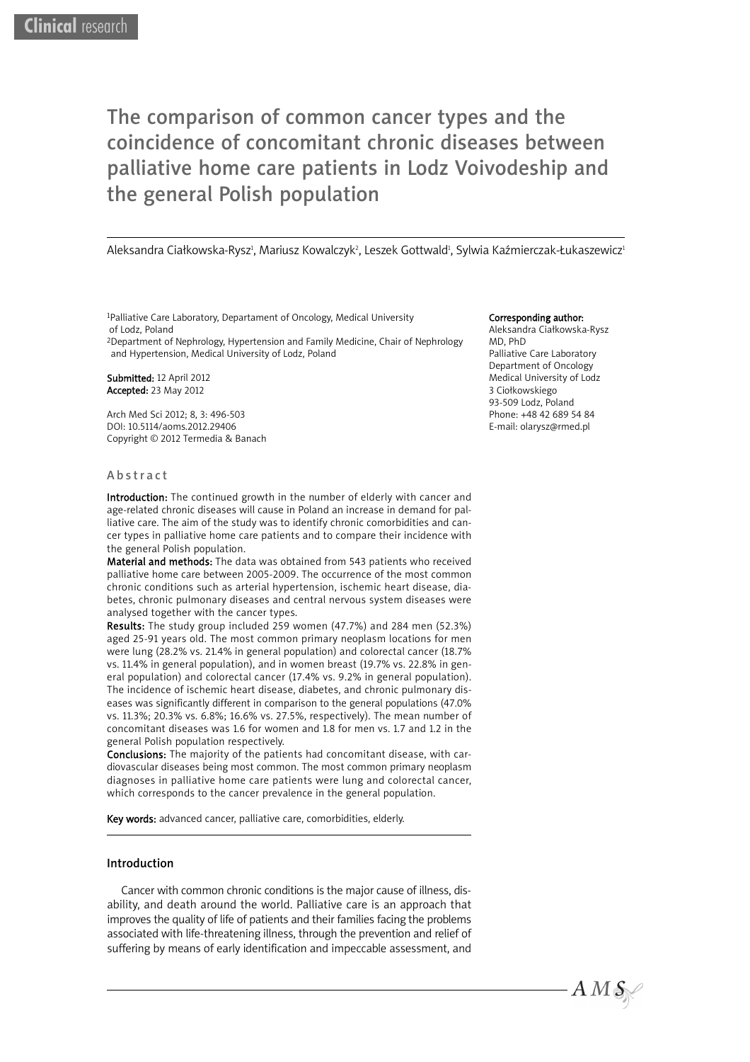Clinical research

# The comparison of common cancer types and the coincidence of concomitant chronic diseases between palliative home care patients in Lodz Voivodeship and the general Polish population

Aleksandra Ciałkowska-Rysz[1], Mariusz Kowalczyk[2], Leszek Gottwald[1], Sylwia Kaźmierczak-Łukaszewicz[1]

[1]Palliative Care Laboratory, Departament of Oncology, Medical University of Lodz, Poland
[2]Department of Nephrology, Hypertension and Family Medicine, Chair of Nephrology and Hypertension, Medical University of Lodz, Poland

**Submitted:** 12 April 2012
**Accepted:** 23 May 2012

Arch Med Sci 2012; 8, 3: 496-503
DOI: 10.5114/aoms.2012.29406
Copyright © 2012 Termedia & Banach

**Corresponding author:**
Aleksandra Ciałkowska-Rysz MD, PhD
Palliative Care Laboratory
Department of Oncology
Medical University of Lodz
3 Ciołkowskiego
93-509 Lodz, Poland
Phone: +48 42 689 54 84
E-mail: olarysz@rmed.pl

## Abstract

**Introduction:** The continued growth in the number of elderly with cancer and age-related chronic diseases will cause in Poland an increase in demand for palliative care. The aim of the study was to identify chronic comorbidities and cancer types in palliative home care patients and to compare their incidence with the general Polish population.

**Material and methods:** The data was obtained from 543 patients who received palliative home care between 2005-2009. The occurrence of the most common chronic conditions such as arterial hypertension, ischemic heart disease, diabetes, chronic pulmonary diseases and central nervous system diseases were analysed together with the cancer types.

**Results:** The study group included 259 women (47.7%) and 284 men (52.3%) aged 25-91 years old. The most common primary neoplasm locations for men were lung (28.2% vs. 21.4% in general population) and colorectal cancer (18.7% vs. 11.4% in general population), and in women breast (19.7% vs. 22.8% in general population) and colorectal cancer (17.4% vs. 9.2% in general population). The incidence of ischemic heart disease, diabetes, and chronic pulmonary diseases was significantly different in comparison to the general populations (47.0% vs. 11.3%; 20.3% vs. 6.8%; 16.6% vs. 27.5%, respectively). The mean number of concomitant diseases was 1.6 for women and 1.8 for men vs. 1.7 and 1.2 in the general Polish population respectively.

**Conclusions:** The majority of the patients had concomitant disease, with cardiovascular diseases being most common. The most common primary neoplasm diagnoses in palliative home care patients were lung and colorectal cancer, which corresponds to the cancer prevalence in the general population.

**Key words:** advanced cancer, palliative care, comorbidities, elderly.

## Introduction

Cancer with common chronic conditions is the major cause of illness, disability, and death around the world. Palliative care is an approach that improves the quality of life of patients and their families facing the problems associated with life-threatening illness, through the prevention and relief of suffering by means of early identification and impeccable assessment, and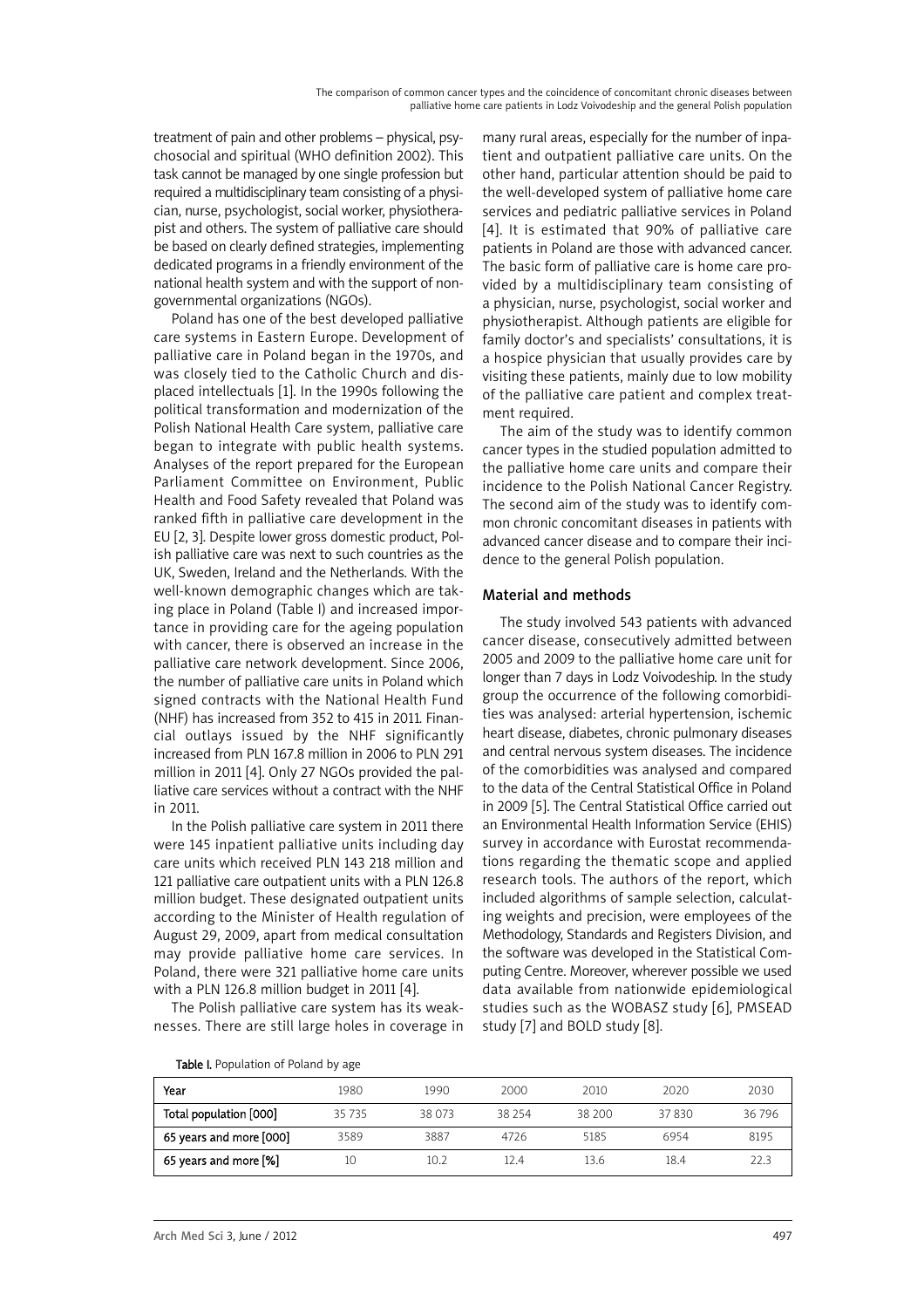treatment of pain and other problems – physical, psychosocial and spiritual (WHO definition 2002). This task cannot be managed by one single profession but required a multidisciplinary team consisting of a physician, nurse, psychologist, social worker, physiotherapist and others. The system of palliative care should be based on clearly defined strategies, implementing dedicated programs in a friendly environment of the national health system and with the support of non-governmental organizations (NGOs).

Poland has one of the best developed palliative care systems in Eastern Europe. Development of palliative care in Poland began in the 1970s, and was closely tied to the Catholic Church and displaced intellectuals [1]. In the 1990s following the political transformation and modernization of the Polish National Health Care system, palliative care began to integrate with public health systems. Analyses of the report prepared for the European Parliament Committee on Environment, Public Health and Food Safety revealed that Poland was ranked fifth in palliative care development in the EU [2, 3]. Despite lower gross domestic product, Polish palliative care was next to such countries as the UK, Sweden, Ireland and the Netherlands. With the well-known demographic changes which are taking place in Poland (Table I) and increased importance in providing care for the ageing population with cancer, there is observed an increase in the palliative care network development. Since 2006, the number of palliative care units in Poland which signed contracts with the National Health Fund (NHF) has increased from 352 to 415 in 2011. Financial outlays issued by the NHF significantly increased from PLN 167.8 million in 2006 to PLN 291 million in 2011 [4]. Only 27 NGOs provided the palliative care services without a contract with the NHF in 2011.

In the Polish palliative care system in 2011 there were 145 inpatient palliative units including day care units which received PLN 143 218 million and 121 palliative care outpatient units with a PLN 126.8 million budget. These designated outpatient units according to the Minister of Health regulation of August 29, 2009, apart from medical consultation may provide palliative home care services. In Poland, there were 321 palliative home care units with a PLN 126.8 million budget in 2011 [4].

The Polish palliative care system has its weaknesses. There are still large holes in coverage in many rural areas, especially for the number of inpatient and outpatient palliative care units. On the other hand, particular attention should be paid to the well-developed system of palliative home care services and pediatric palliative services in Poland [4]. It is estimated that 90% of palliative care patients in Poland are those with advanced cancer. The basic form of palliative care is home care provided by a multidisciplinary team consisting of a physician, nurse, psychologist, social worker and physiotherapist. Although patients are eligible for family doctor's and specialists' consultations, it is a hospice physician that usually provides care by visiting these patients, mainly due to low mobility of the palliative care patient and complex treatment required.

The aim of the study was to identify common cancer types in the studied population admitted to the palliative home care units and compare their incidence to the Polish National Cancer Registry. The second aim of the study was to identify common chronic concomitant diseases in patients with advanced cancer disease and to compare their incidence to the general Polish population.

## Material and methods

The study involved 543 patients with advanced cancer disease, consecutively admitted between 2005 and 2009 to the palliative home care unit for longer than 7 days in Lodz Voivodeship. In the study group the occurrence of the following comorbidities was analysed: arterial hypertension, ischemic heart disease, diabetes, chronic pulmonary diseases and central nervous system diseases. The incidence of the comorbidities was analysed and compared to the data of the Central Statistical Office in Poland in 2009 [5]. The Central Statistical Office carried out an Environmental Health Information Service (EHIS) survey in accordance with Eurostat recommendations regarding the thematic scope and applied research tools. The authors of the report, which included algorithms of sample selection, calculating weights and precision, were employees of the Methodology, Standards and Registers Division, and the software was developed in the Statistical Computing Centre. Moreover, wherever possible we used data available from nationwide epidemiological studies such as the WOBASZ study [6], PMSEAD study [7] and BOLD study [8].

**Table I.** Population of Poland by age

| Year | 1980 | 1990 | 2000 | 2010 | 2020 | 2030 |
|---|---|---|---|---|---|---|
| Total population [000] | 35 735 | 38 073 | 38 254 | 38 200 | 37 830 | 36 796 |
| 65 years and more [000] | 3589 | 3887 | 4726 | 5185 | 6954 | 8195 |
| 65 years and more [%] | 10 | 10.2 | 12.4 | 13.6 | 18.4 | 22.3 |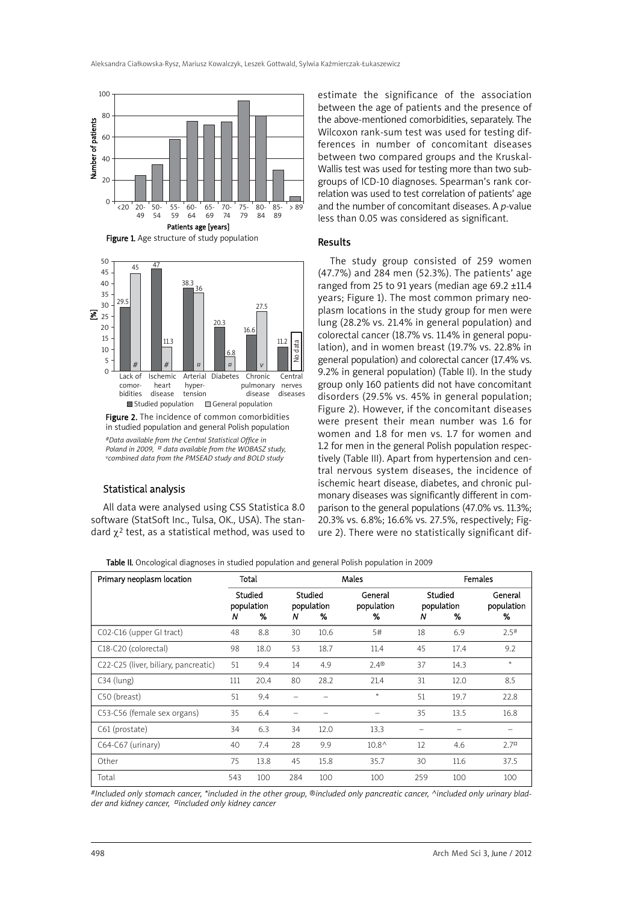Figure 1. Age structure of study population

Figure 2. The incidence of common comorbidities in studied population and general Polish population

*#Data available from the Central Statistical Office in Poland in 2009, ¤ data available from the WOBASZ study, ᵛcombined data from the PMSEAD study and BOLD study*

## Statistical analysis

All data were analysed using CSS Statistica 8.0 software (StatSoft Inc., Tulsa, OK., USA). The standard $\chi^2$ test, as a statistical method, was used to estimate the significance of the association between the age of patients and the presence of the above-mentioned comorbidities, separately. The Wilcoxon rank-sum test was used for testing differences in number of concomitant diseases between two compared groups and the Kruskal-Wallis test was used for testing more than two subgroups of ICD-10 diagnoses. Spearman's rank correlation was used to test correlation of patients' age and the number of concomitant diseases. A $p$-value less than 0.05 was considered as significant.

## Results

The study group consisted of 259 women (47.7%) and 284 men (52.3%). The patients' age ranged from 25 to 91 years (median age 69.2 ±11.4 years; Figure 1). The most common primary neoplasm locations in the study group for men were lung (28.2% vs. 21.4% in general population) and colorectal cancer (18.7% vs. 11.4% in general population), and in women breast (19.7% vs. 22.8% in general population) and colorectal cancer (17.4% vs. 9.2% in general population) (Table II). In the study group only 160 patients did not have concomitant disorders (29.5% vs. 45% in general population; Figure 2). However, if the concomitant diseases were present their mean number was 1.6 for women and 1.8 for men vs. 1.7 for women and 1.2 for men in the general Polish population respectively (Table III). Apart from hypertension and central nervous system diseases, the incidence of ischemic heart disease, diabetes, and chronic pulmonary diseases was significantly different in comparison to the general populations (47.0% vs. 11.3%; 20.3% vs. 6.8%; 16.6% vs. 27.5%, respectively; Figure 2). There were no statistically significant dif-

Table II. Oncological diagnoses in studied population and general Polish population in 2009

| Primary neoplasm location | Total | | Males | | | Females | | |
|---|---|---|---|---|---|---|---|---|
| | Studied population | | Studied population | | General population | Studied population | | General population |
| | N | % | N | % | % | N | % | % |
| C02-C16 (upper GI tract) | 48 | 8.8 | 30 | 10.6 | 5# | 18 | 6.9 | 2.5# |
| C18-C20 (colorectal) | 98 | 18.0 | 53 | 18.7 | 11.4 | 45 | 17.4 | 9.2 |
| C22-C25 (liver, biliary, pancreatic) | 51 | 9.4 | 14 | 4.9 | 2.4® | 37 | 14.3 | * |
| C34 (lung) | 111 | 20.4 | 80 | 28.2 | 21.4 | 31 | 12.0 | 8.5 |
| C50 (breast) | 51 | 9.4 | – | – | * | 51 | 19.7 | 22.8 |
| C53-C56 (female sex organs) | 35 | 6.4 | – | – | – | 35 | 13.5 | 16.8 |
| C61 (prostate) | 34 | 6.3 | 34 | 12.0 | 13.3 | – | – | – |
| C64-C67 (urinary) | 40 | 7.4 | 28 | 9.9 | 10.8^ | 12 | 4.6 | 2.7¤ |
| Other | 75 | 13.8 | 45 | 15.8 | 35.7 | 30 | 11.6 | 37.5 |
| Total | 543 | 100 | 284 | 100 | 100 | 259 | 100 | 100 |

*#Included only stomach cancer, \*included in the other group, ®included only pancreatic cancer, ^included only urinary bladder and kidney cancer, ¤included only kidney cancer*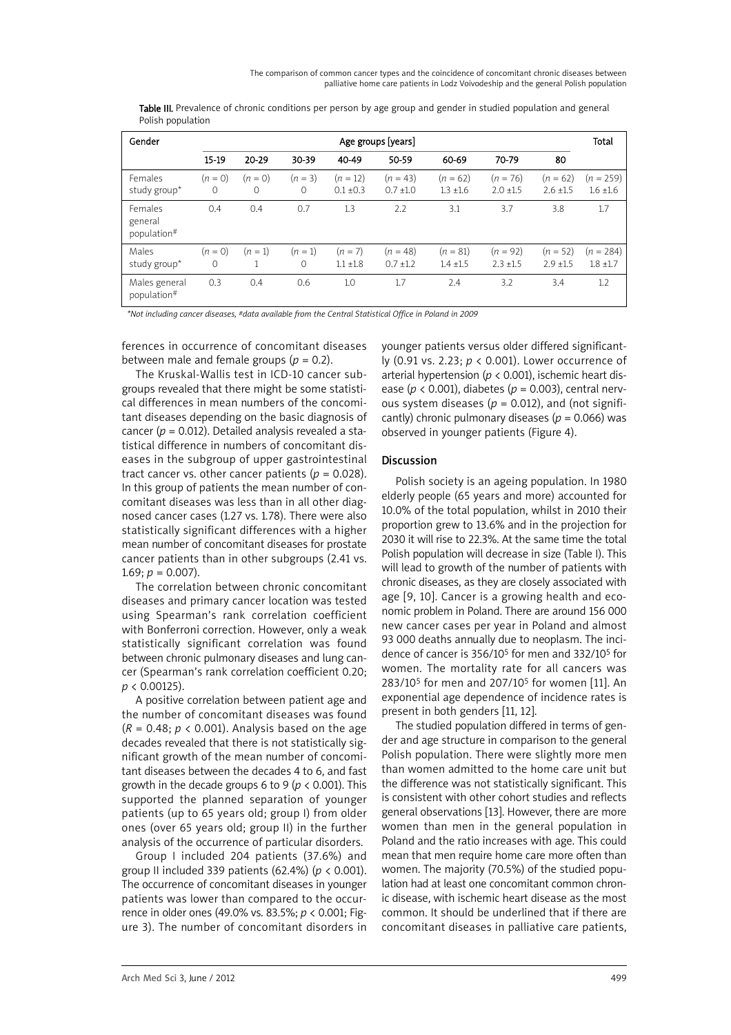Table III. Prevalence of chronic conditions per person by age group and gender in studied population and general Polish population

| Gender | Age groups [years] | | | | | | | | Total |
|---|---|---|---|---|---|---|---|---|---|
| | 15-19 | 20-29 | 30-39 | 40-49 | 50-59 | 60-69 | 70-79 | 80 | |
| Females study group* | ($n$ = 0) 0 | ($n$ = 0) 0 | ($n$ = 3) 0 | ($n$ = 12) 0.1 ±0.3 | ($n$ = 43) 0.7 ±1.0 | ($n$ = 62) 1.3 ±1.6 | ($n$ = 76) 2.0 ±1.5 | ($n$ = 62) 2.6 ±1.5 | ($n$ = 259) 1.6 ±1.6 |
| Females general population# | 0.4 | 0.4 | 0.7 | 1.3 | 2.2 | 3.1 | 3.7 | 3.8 | 1.7 |
| Males study group* | ($n$ = 0) 0 | ($n$ = 1) 1 | ($n$ = 1) 0 | ($n$ = 7) 1.1 ±1.8 | ($n$ = 48) 0.7 ±1.2 | ($n$ = 81) 1.4 ±1.5 | ($n$ = 92) 2.3 ±1.5 | ($n$ = 52) 2.9 ±1.5 | ($n$ = 284) 1.8 ±1.7 |
| Males general population# | 0.3 | 0.4 | 0.6 | 1.0 | 1.7 | 2.4 | 3.2 | 3.4 | 1.2 |

*Not including cancer diseases, #data available from the Central Statistical Office in Poland in 2009*

ferences in occurrence of concomitant diseases between male and female groups ($p$ = 0.2).

The Kruskal-Wallis test in ICD-10 cancer subgroups revealed that there might be some statistical differences in mean numbers of the concomitant diseases depending on the basic diagnosis of cancer ($p$ = 0.012). Detailed analysis revealed a statistical difference in numbers of concomitant diseases in the subgroup of upper gastrointestinal tract cancer vs. other cancer patients ($p$ = 0.028). In this group of patients the mean number of concomitant diseases was less than in all other diagnosed cancer cases (1.27 vs. 1.78). There were also statistically significant differences with a higher mean number of concomitant diseases for prostate cancer patients than in other subgroups (2.41 vs. 1.69; $p$ = 0.007).

The correlation between chronic concomitant diseases and primary cancer location was tested using Spearman's rank correlation coefficient with Bonferroni correction. However, only a weak statistically significant correlation was found between chronic pulmonary diseases and lung cancer (Spearman's rank correlation coefficient 0.20; $p < 0.00125$).

A positive correlation between patient age and the number of concomitant diseases was found ($R$ = 0.48; $p < 0.001$). Analysis based on the age decades revealed that there is not statistically significant growth of the mean number of concomitant diseases between the decades 4 to 6, and fast growth in the decade groups 6 to 9 ($p < 0.001$). This supported the planned separation of younger patients (up to 65 years old; group I) from older ones (over 65 years old; group II) in the further analysis of the occurrence of particular disorders.

Group I included 204 patients (37.6%) and group II included 339 patients (62.4%) ($p < 0.001$). The occurrence of concomitant diseases in younger patients was lower than compared to the occurrence in older ones (49.0% vs. 83.5%; $p < 0.001$; Figure 3). The number of concomitant disorders in younger patients versus older differed significantly (0.91 vs. 2.23; $p < 0.001$). Lower occurrence of arterial hypertension ($p < 0.001$), ischemic heart disease ($p < 0.001$), diabetes ($p$ = 0.003), central nervous system diseases ($p$ = 0.012), and (not significantly) chronic pulmonary diseases ($p$ = 0.066) was observed in younger patients (Figure 4).

## Discussion

Polish society is an ageing population. In 1980 elderly people (65 years and more) accounted for 10.0% of the total population, whilst in 2010 their proportion grew to 13.6% and in the projection for 2030 it will rise to 22.3%. At the same time the total Polish population will decrease in size (Table I). This will lead to growth of the number of patients with chronic diseases, as they are closely associated with age [9, 10]. Cancer is a growing health and economic problem in Poland. There are around 156 000 new cancer cases per year in Poland and almost 93 000 deaths annually due to neoplasm. The incidence of cancer is $356/10^5$ for men and $332/10^5$ for women. The mortality rate for all cancers was $283/10^5$ for men and $207/10^5$ for women [11]. An exponential age dependence of incidence rates is present in both genders [11, 12].

The studied population differed in terms of gender and age structure in comparison to the general Polish population. There were slightly more men than women admitted to the home care unit but the difference was not statistically significant. This is consistent with other cohort studies and reflects general observations [13]. However, there are more women than men in the general population in Poland and the ratio increases with age. This could mean that men require home care more often than women. The majority (70.5%) of the studied population had at least one concomitant common chronic disease, with ischemic heart disease as the most common. It should be underlined that if there are concomitant diseases in palliative care patients,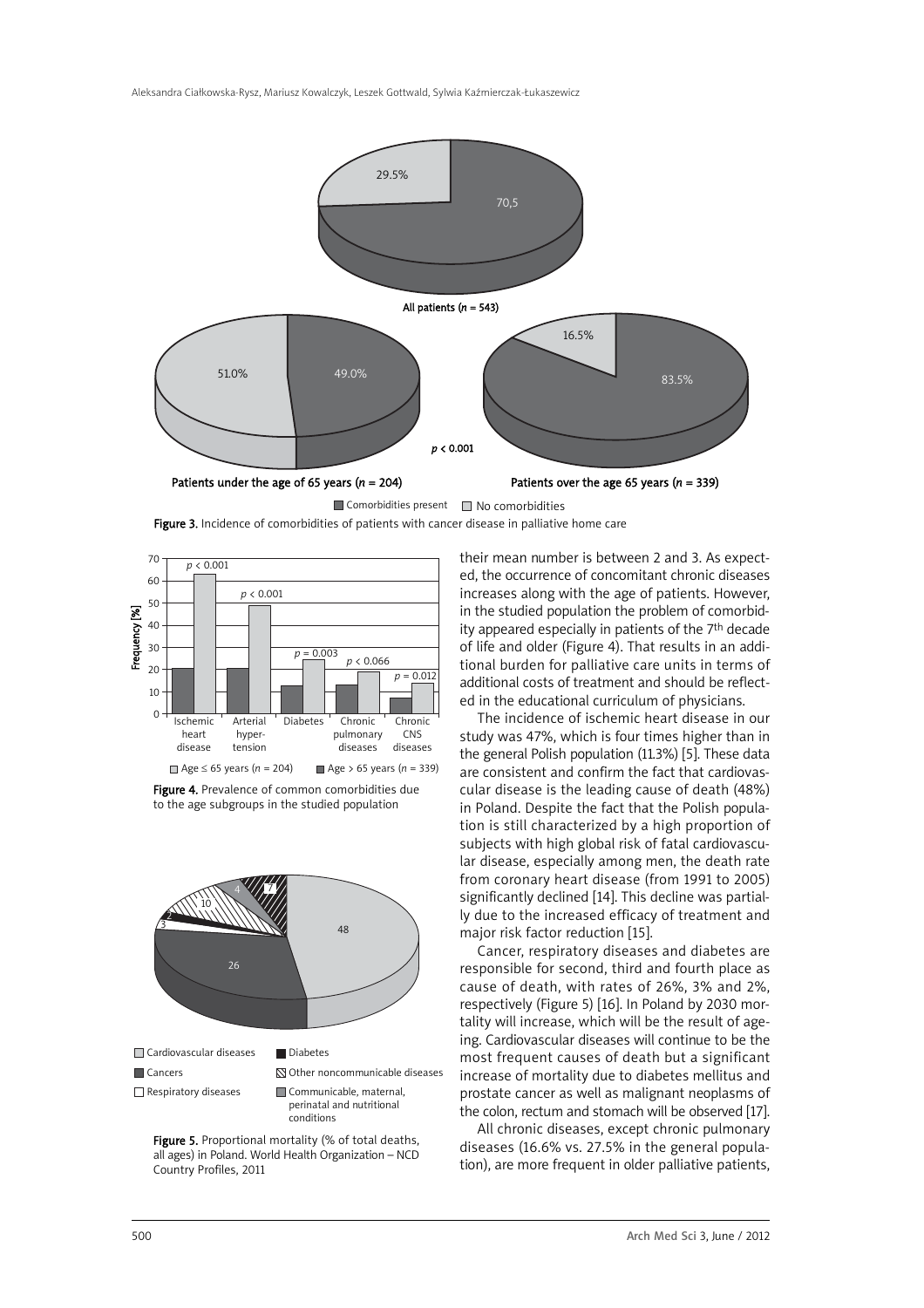Figure 3. Incidence of comorbidities of patients with cancer disease in palliative home care

Figure 4. Prevalence of common comorbidities due to the age subgroups in the studied population

Figure 5. Proportional mortality (% of total deaths, all ages) in Poland. World Health Organization – NCD Country Profiles, 2011

their mean number is between 2 and 3. As expected, the occurrence of concomitant chronic diseases increases along with the age of patients. However, in the studied population the problem of comorbidity appeared especially in patients of the 7th decade of life and older (Figure 4). That results in an additional burden for palliative care units in terms of additional costs of treatment and should be reflected in the educational curriculum of physicians.

The incidence of ischemic heart disease in our study was 47%, which is four times higher than in the general Polish population (11.3%) [5]. These data are consistent and confirm the fact that cardiovascular disease is the leading cause of death (48%) in Poland. Despite the fact that the Polish population is still characterized by a high proportion of subjects with high global risk of fatal cardiovascular disease, especially among men, the death rate from coronary heart disease (from 1991 to 2005) significantly declined [14]. This decline was partially due to the increased efficacy of treatment and major risk factor reduction [15].

Cancer, respiratory diseases and diabetes are responsible for second, third and fourth place as cause of death, with rates of 26%, 3% and 2%, respectively (Figure 5) [16]. In Poland by 2030 mortality will increase, which will be the result of ageing. Cardiovascular diseases will continue to be the most frequent causes of death but a significant increase of mortality due to diabetes mellitus and prostate cancer as well as malignant neoplasms of the colon, rectum and stomach will be observed [17].

All chronic diseases, except chronic pulmonary diseases (16.6% vs. 27.5% in the general population), are more frequent in older palliative patients,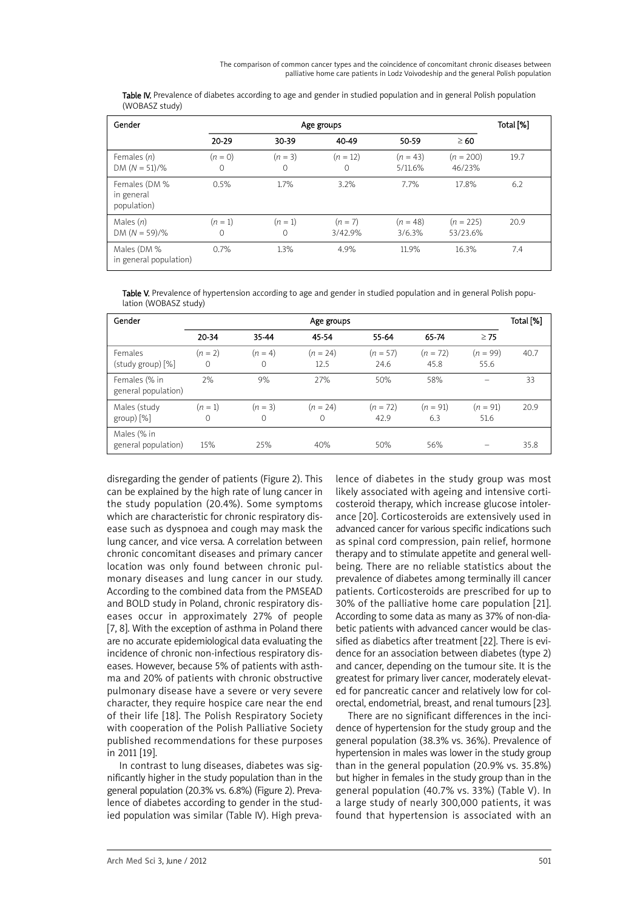**Table IV.** Prevalence of diabetes according to age and gender in studied population and in general Polish population (WOBASZ study)

| Gender | Age groups | | | | | Total [%] |
|---|---|---|---|---|---|---|
| | 20-29 | 30-39 | 40-49 | 50-59 | ≥ 60 | |
| Females (*n*) DM (*N* = 51)/% | (*n* = 0) 0 | (*n* = 3) 0 | (*n* = 12) 0 | (*n* = 43) 5/11.6% | (*n* = 200) 46/23% | 19.7 |
| Females (DM % in general population) | 0.5% | 1.7% | 3.2% | 7.7% | 17.8% | 6.2 |
| Males (*n*) DM (*N* = 59)/% | (*n* = 1) 0 | (*n* = 1) 0 | (*n* = 7) 3/42.9% | (*n* = 48) 3/6.3% | (*n* = 225) 53/23.6% | 20.9 |
| Males (DM % in general population) | 0.7% | 1.3% | 4.9% | 11.9% | 16.3% | 7.4 |

**Table V.** Prevalence of hypertension according to age and gender in studied population and in general Polish population (WOBASZ study)

| Gender | Age groups | | | | | | Total [%] |
|---|---|---|---|---|---|---|---|
| | 20-34 | 35-44 | 45-54 | 55-64 | 65-74 | ≥ 75 | |
| Females (study group) [%] | (*n* = 2) 0 | (*n* = 4) 0 | (*n* = 24) 12.5 | (*n* = 57) 24.6 | (*n* = 72) 45.8 | (*n* = 99) 55.6 | 40.7 |
| Females (% in general population) | 2% | 9% | 27% | 50% | 58% | – | 33 |
| Males (study group) [%] | (*n* = 1) 0 | (*n* = 3) 0 | (*n* = 24) 0 | (*n* = 72) 42.9 | (*n* = 91) 6.3 | (*n* = 91) 51.6 | 20.9 |
| Males (% in general population) | 15% | 25% | 40% | 50% | 56% | – | 35.8 |

disregarding the gender of patients (Figure 2). This can be explained by the high rate of lung cancer in the study population (20.4%). Some symptoms which are characteristic for chronic respiratory disease such as dyspnoea and cough may mask the lung cancer, and vice versa. A correlation between chronic concomitant diseases and primary cancer location was only found between chronic pulmonary diseases and lung cancer in our study. According to the combined data from the PMSEAD and BOLD study in Poland, chronic respiratory diseases occur in approximately 27% of people [7, 8]. With the exception of asthma in Poland there are no accurate epidemiological data evaluating the incidence of chronic non-infectious respiratory diseases. However, because 5% of patients with asthma and 20% of patients with chronic obstructive pulmonary disease have a severe or very severe character, they require hospice care near the end of their life [18]. The Polish Respiratory Society with cooperation of the Polish Palliative Society published recommendations for these purposes in 2011 [19].

In contrast to lung diseases, diabetes was significantly higher in the study population than in the general population (20.3% vs. 6.8%) (Figure 2). Prevalence of diabetes according to gender in the studied population was similar (Table IV). High prevalence of diabetes in the study group was most likely associated with ageing and intensive corticosteroid therapy, which increase glucose intolerance [20]. Corticosteroids are extensively used in advanced cancer for various specific indications such as spinal cord compression, pain relief, hormone therapy and to stimulate appetite and general well-being. There are no reliable statistics about the prevalence of diabetes among terminally ill cancer patients. Corticosteroids are prescribed for up to 30% of the palliative home care population [21]. According to some data as many as 37% of non-diabetic patients with advanced cancer would be classified as diabetics after treatment [22]. There is evidence for an association between diabetes (type 2) and cancer, depending on the tumour site. It is the greatest for primary liver cancer, moderately elevated for pancreatic cancer and relatively low for colorectal, endometrial, breast, and renal tumours [23].

There are no significant differences in the incidence of hypertension for the study group and the general population (38.3% vs. 36%). Prevalence of hypertension in males was lower in the study group than in the general population (20.9% vs. 35.8%) but higher in females in the study group than in the general population (40.7% vs. 33%) (Table V). In a large study of nearly 300,000 patients, it was found that hypertension is associated with an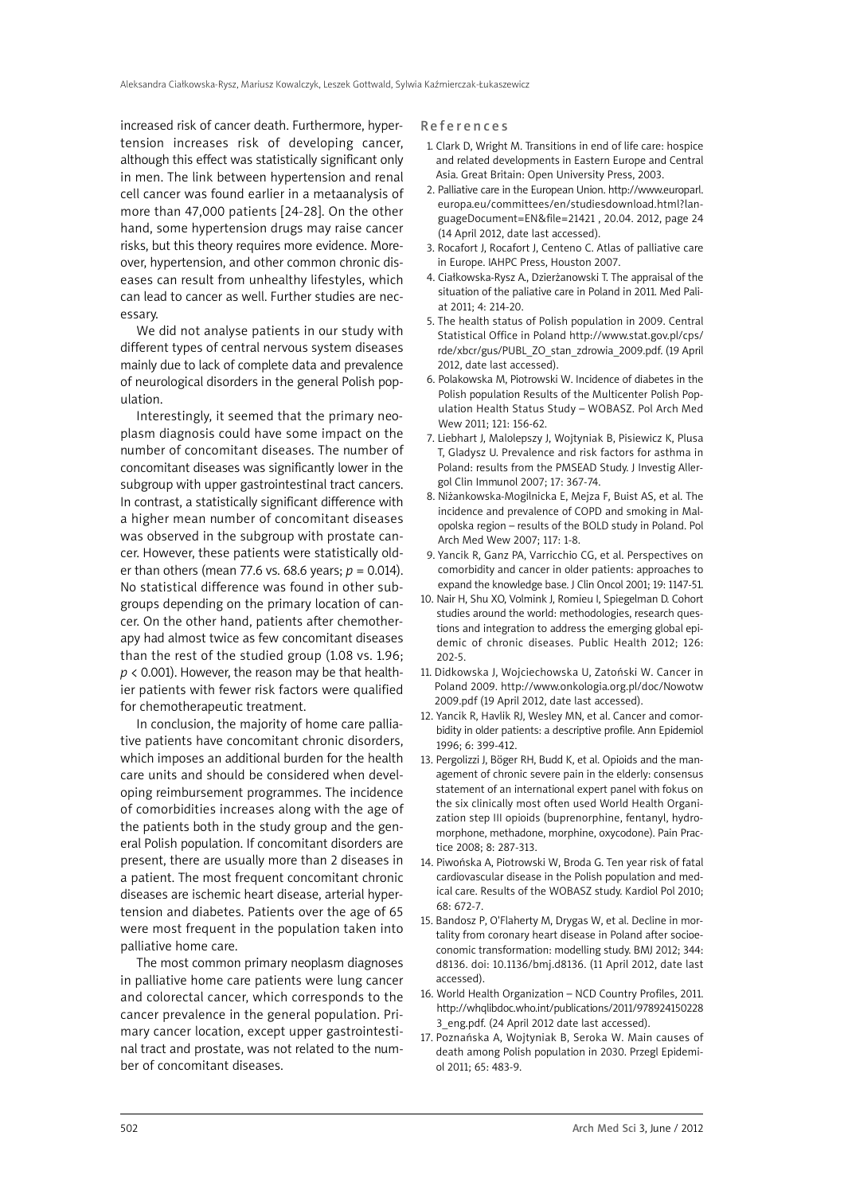increased risk of cancer death. Furthermore, hypertension increases risk of developing cancer, although this effect was statistically significant only in men. The link between hypertension and renal cell cancer was found earlier in a metaanalysis of more than 47,000 patients [24-28]. On the other hand, some hypertension drugs may raise cancer risks, but this theory requires more evidence. Moreover, hypertension, and other common chronic diseases can result from unhealthy lifestyles, which can lead to cancer as well. Further studies are necessary.

We did not analyse patients in our study with different types of central nervous system diseases mainly due to lack of complete data and prevalence of neurological disorders in the general Polish population.

Interestingly, it seemed that the primary neoplasm diagnosis could have some impact on the number of concomitant diseases. The number of concomitant diseases was significantly lower in the subgroup with upper gastrointestinal tract cancers. In contrast, a statistically significant difference with a higher mean number of concomitant diseases was observed in the subgroup with prostate cancer. However, these patients were statistically older than others (mean 77.6 vs. 68.6 years; $p = 0.014$). No statistical difference was found in other subgroups depending on the primary location of cancer. On the other hand, patients after chemotherapy had almost twice as few concomitant diseases than the rest of the studied group (1.08 vs. 1.96; $p < 0.001$). However, the reason may be that healthier patients with fewer risk factors were qualified for chemotherapeutic treatment.

In conclusion, the majority of home care palliative patients have concomitant chronic disorders, which imposes an additional burden for the health care units and should be considered when developing reimbursement programmes. The incidence of comorbidities increases along with the age of the patients both in the study group and the general Polish population. If concomitant disorders are present, there are usually more than 2 diseases in a patient. The most frequent concomitant chronic diseases are ischemic heart disease, arterial hypertension and diabetes. Patients over the age of 65 were most frequent in the population taken into palliative home care.

The most common primary neoplasm diagnoses in palliative home care patients were lung cancer and colorectal cancer, which corresponds to the cancer prevalence in the general population. Primary cancer location, except upper gastrointestinal tract and prostate, was not related to the number of concomitant diseases.

## References

1. Clark D, Wright M. Transitions in end of life care: hospice and related developments in Eastern Europe and Central Asia. Great Britain: Open University Press, 2003.
2. Palliative care in the European Union. http://www.europarl.europa.eu/committees/en/studiesdownload.html?languageDocument=EN&file=21421 , 20.04. 2012, page 24 (14 April 2012, date last accessed).
3. Rocafort J, Rocafort J, Centeno C. Atlas of palliative care in Europe. IAHPC Press, Houston 2007.
4. Ciałkowska-Rysz A., Dzierżanowski T. The appraisal of the situation of the paliative care in Poland in 2011. Med Paliat 2011; 4: 214-20.
5. The health status of Polish population in 2009. Central Statistical Office in Poland http://www.stat.gov.pl/cps/rde/xbcr/gus/PUBL_ZO_stan_zdrowia_2009.pdf. (19 April 2012, date last accessed).
6. Polakowska M, Piotrowski W. Incidence of diabetes in the Polish population Results of the Multicenter Polish Population Health Status Study – WOBASZ. Pol Arch Med Wew 2011; 121: 156-62.
7. Liebhart J, Malolepszy J, Wojtyniak B, Pisiewicz K, Plusa T, Gladysz U. Prevalence and risk factors for asthma in Poland: results from the PMSEAD Study. J Investig Allergol Clin Immunol 2007; 17: 367-74.
8. Niżankowska-Mogilnicka E, Mejza F, Buist AS, et al. The incidence and prevalence of COPD and smoking in Malopolska region – results of the BOLD study in Poland. Pol Arch Med Wew 2007; 117: 1-8.
9. Yancik R, Ganz PA, Varricchio CG, et al. Perspectives on comorbidity and cancer in older patients: approaches to expand the knowledge base. J Clin Oncol 2001; 19: 1147-51.
10. Nair H, Shu XO, Volmink J, Romieu I, Spiegelman D. Cohort studies around the world: methodologies, research questions and integration to address the emerging global epidemic of chronic diseases. Public Health 2012; 126: 202-5.
11. Didkowska J, Wojciechowska U, Zatoński W. Cancer in Poland 2009. http://www.onkologia.org.pl/doc/Nowotw 2009.pdf (19 April 2012, date last accessed).
12. Yancik R, Havlik RJ, Wesley MN, et al. Cancer and comorbidity in older patients: a descriptive profile. Ann Epidemiol 1996; 6: 399-412.
13. Pergolizzi J, Böger RH, Budd K, et al. Opioids and the management of chronic severe pain in the elderly: consensus statement of an international expert panel with fokus on the six clinically most often used World Health Organization step III opioids (buprenorphine, fentanyl, hydromorphone, methadone, morphine, oxycodone). Pain Practice 2008; 8: 287-313.
14. Piwońska A, Piotrowski W, Broda G. Ten year risk of fatal cardiovascular disease in the Polish population and medical care. Results of the WOBASZ study. Kardiol Pol 2010; 68: 672-7.
15. Bandosz P, O'Flaherty M, Drygas W, et al. Decline in mortality from coronary heart disease in Poland after socioeconomic transformation: modelling study. BMJ 2012; 344: d8136. doi: 10.1136/bmj.d8136. (11 April 2012, date last accessed).
16. World Health Organization – NCD Country Profiles, 2011. http://whqlibdoc.who.int/publications/2011/9789241502283_eng.pdf. (24 April 2012 date last accessed).
17. Poznańska A, Wojtyniak B, Seroka W. Main causes of death among Polish population in 2030. Przegl Epidemiol 2011; 65: 483-9.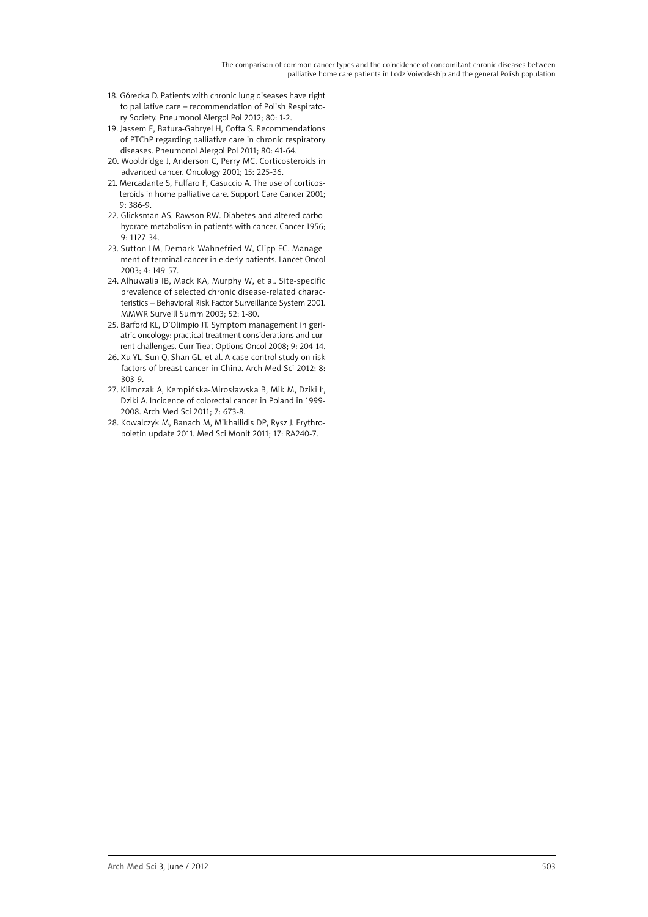18. Górecka D. Patients with chronic lung diseases have right to palliative care – recommendation of Polish Respiratory Society. Pneumonol Alergol Pol 2012; 80: 1-2.
19. Jassem E, Batura-Gabryel H, Cofta S. Recommendations of PTChP regarding palliative care in chronic respiratory diseases. Pneumonol Alergol Pol 2011; 80: 41-64.
20. Wooldridge J, Anderson C, Perry MC. Corticosteroids in advanced cancer. Oncology 2001; 15: 225-36.
21. Mercadante S, Fulfaro F, Casuccio A. The use of corticosteroids in home palliative care. Support Care Cancer 2001; 9: 386-9.
22. Glicksman AS, Rawson RW. Diabetes and altered carbohydrate metabolism in patients with cancer. Cancer 1956; 9: 1127-34.
23. Sutton LM, Demark-Wahnefried W, Clipp EC. Management of terminal cancer in elderly patients. Lancet Oncol 2003; 4: 149-57.
24. Alhuwalia IB, Mack KA, Murphy W, et al. Site-specific prevalence of selected chronic disease-related characteristics – Behavioral Risk Factor Surveillance System 2001. MMWR Surveill Summ 2003; 52: 1-80.
25. Barford KL, D'Olimpio JT. Symptom management in geriatric oncology: practical treatment considerations and current challenges. Curr Treat Options Oncol 2008; 9: 204-14.
26. Xu YL, Sun Q, Shan GL, et al. A case-control study on risk factors of breast cancer in China. Arch Med Sci 2012; 8: 303-9.
27. Klimczak A, Kempińska-Mirosławska B, Mik M, Dziki Ł, Dziki A. Incidence of colorectal cancer in Poland in 1999-2008. Arch Med Sci 2011; 7: 673-8.
28. Kowalczyk M, Banach M, Mikhailidis DP, Rysz J. Erythropoietin update 2011. Med Sci Monit 2011; 17: RA240-7.